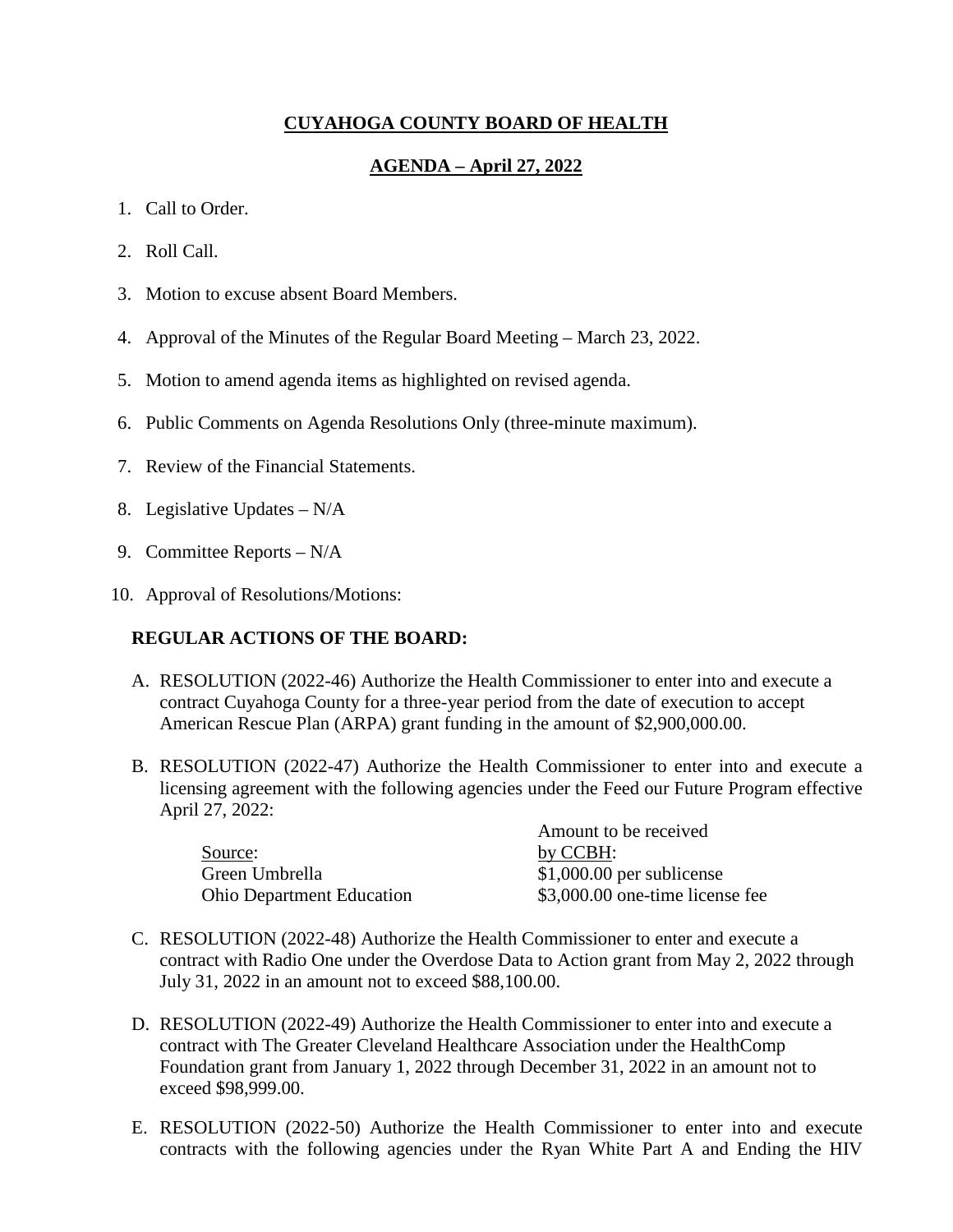# CUYAHOGA COUNTY BOARD OF HEALTH

## AGENDA – April 27, 2022

1. Call to Order.
2. Roll Call.
3. Motion to excuse absent Board Members.
4. Approval of the Minutes of the Regular Board Meeting – March 23, 2022.
5. Motion to amend agenda items as highlighted on revised agenda.
6. Public Comments on Agenda Resolutions Only (three-minute maximum).
7. Review of the Financial Statements.
8. Legislative Updates – N/A
9. Committee Reports – N/A
10. Approval of Resolutions/Motions:

**REGULAR ACTIONS OF THE BOARD:**

A. RESOLUTION (2022-46) Authorize the Health Commissioner to enter into and execute a contract Cuyahoga County for a three-year period from the date of execution to accept American Rescue Plan (ARPA) grant funding in the amount of $2,900,000.00.

B. RESOLUTION (2022-47) Authorize the Health Commissioner to enter into and execute a licensing agreement with the following agencies under the Feed our Future Program effective April 27, 2022:

| Source: | Amount to be received by CCBH: |
|---|---|
| Green Umbrella | $1,000.00 per sublicense |
| Ohio Department Education | $3,000.00 one-time license fee |

C. RESOLUTION (2022-48) Authorize the Health Commissioner to enter and execute a contract with Radio One under the Overdose Data to Action grant from May 2, 2022 through July 31, 2022 in an amount not to exceed $88,100.00.

D. RESOLUTION (2022-49) Authorize the Health Commissioner to enter into and execute a contract with The Greater Cleveland Healthcare Association under the HealthComp Foundation grant from January 1, 2022 through December 31, 2022 in an amount not to exceed $98,999.00.

E. RESOLUTION (2022-50) Authorize the Health Commissioner to enter into and execute contracts with the following agencies under the Ryan White Part A and Ending the HIV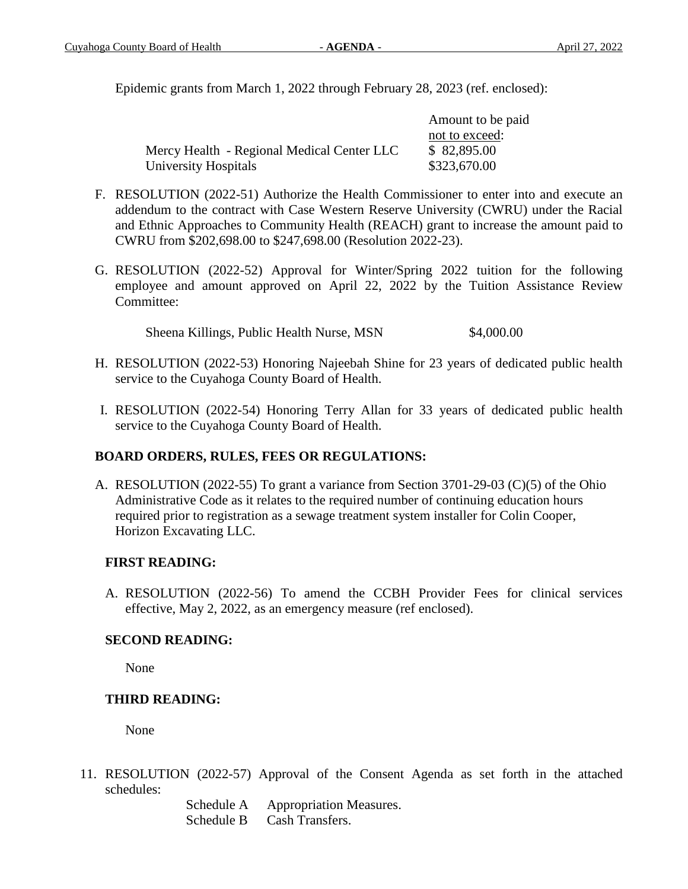Epidemic grants from March 1, 2022 through February 28, 2023 (ref. enclosed):

| | Amount to be paid not to exceed: |
|---|---|
| Mercy Health - Regional Medical Center LLC | $ 82,895.00 |
| University Hospitals | $323,670.00 |

F. RESOLUTION (2022-51) Authorize the Health Commissioner to enter into and execute an addendum to the contract with Case Western Reserve University (CWRU) under the Racial and Ethnic Approaches to Community Health (REACH) grant to increase the amount paid to CWRU from $202,698.00 to $247,698.00 (Resolution 2022-23).

G. RESOLUTION (2022-52) Approval for Winter/Spring 2022 tuition for the following employee and amount approved on April 22, 2022 by the Tuition Assistance Review Committee:

Sheena Killings, Public Health Nurse, MSN $4,000.00

H. RESOLUTION (2022-53) Honoring Najeebah Shine for 23 years of dedicated public health service to the Cuyahoga County Board of Health.

I. RESOLUTION (2022-54) Honoring Terry Allan for 33 years of dedicated public health service to the Cuyahoga County Board of Health.

**BOARD ORDERS, RULES, FEES OR REGULATIONS:**

A. RESOLUTION (2022-55) To grant a variance from Section 3701-29-03 (C)(5) of the Ohio Administrative Code as it relates to the required number of continuing education hours required prior to registration as a sewage treatment system installer for Colin Cooper, Horizon Excavating LLC.

**FIRST READING:**

A. RESOLUTION (2022-56) To amend the CCBH Provider Fees for clinical services effective, May 2, 2022, as an emergency measure (ref enclosed).

**SECOND READING:**

None

**THIRD READING:**

None

11. RESOLUTION (2022-57) Approval of the Consent Agenda as set forth in the attached schedules:

Schedule A Appropriation Measures.
Schedule B Cash Transfers.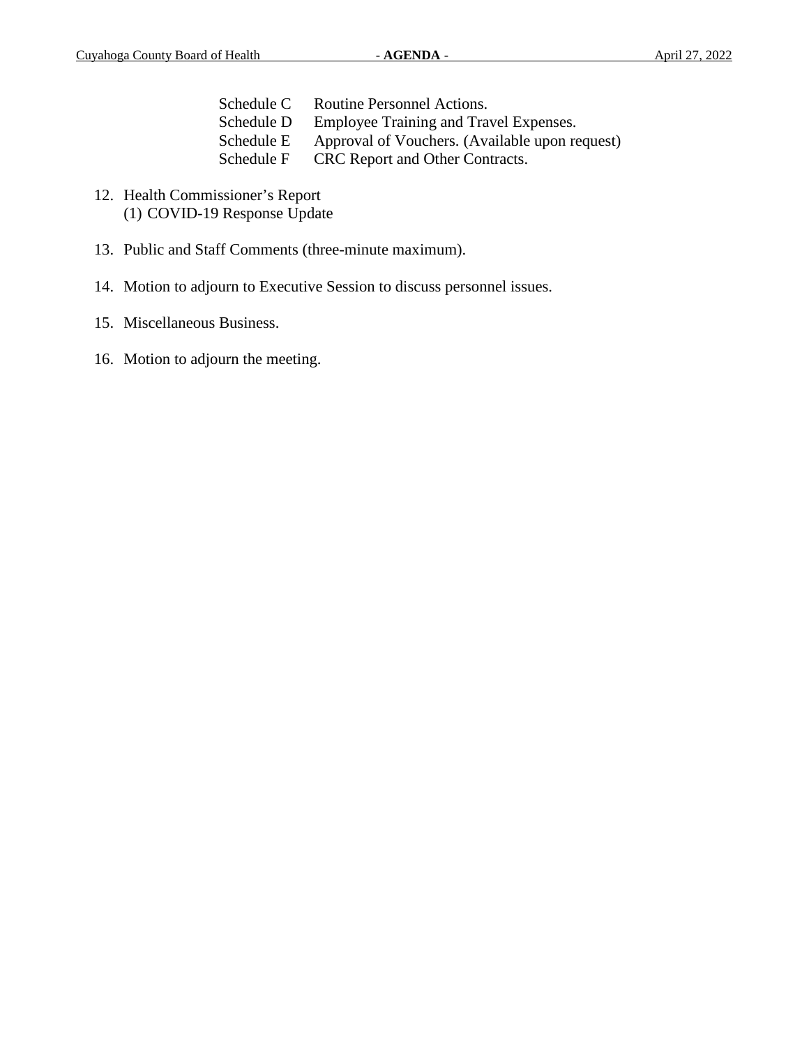Schedule C  Routine Personnel Actions.
Schedule D  Employee Training and Travel Expenses.
Schedule E  Approval of Vouchers. (Available upon request)
Schedule F  CRC Report and Other Contracts.

12. Health Commissioner's Report
    (1) COVID-19 Response Update

13. Public and Staff Comments (three-minute maximum).

14. Motion to adjourn to Executive Session to discuss personnel issues.

15. Miscellaneous Business.

16. Motion to adjourn the meeting.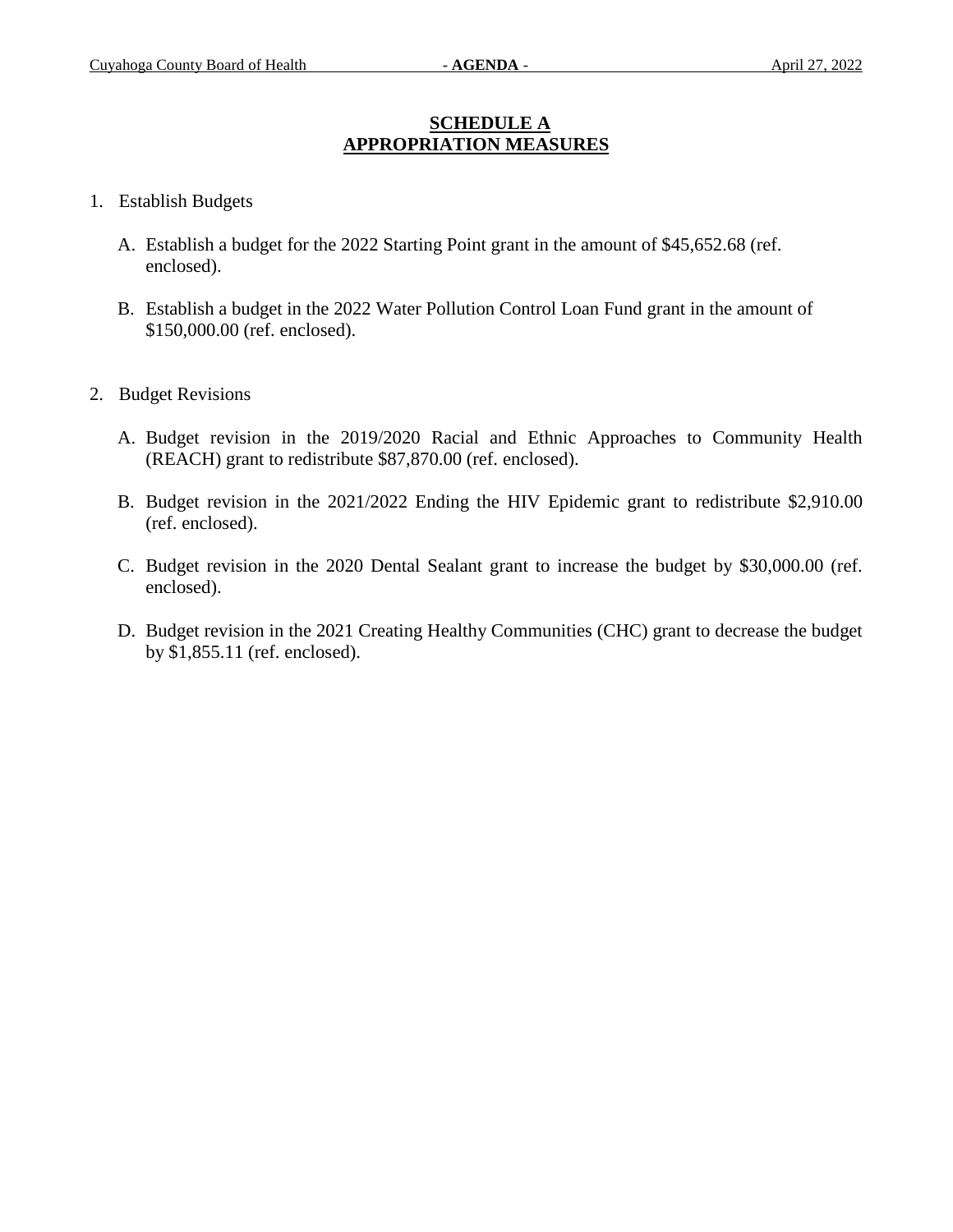# SCHEDULE A
# APPROPRIATION MEASURES

1. Establish Budgets

   A. Establish a budget for the 2022 Starting Point grant in the amount of $45,652.68 (ref. enclosed).

   B. Establish a budget in the 2022 Water Pollution Control Loan Fund grant in the amount of $150,000.00 (ref. enclosed).

2. Budget Revisions

   A. Budget revision in the 2019/2020 Racial and Ethnic Approaches to Community Health (REACH) grant to redistribute $87,870.00 (ref. enclosed).

   B. Budget revision in the 2021/2022 Ending the HIV Epidemic grant to redistribute $2,910.00 (ref. enclosed).

   C. Budget revision in the 2020 Dental Sealant grant to increase the budget by $30,000.00 (ref. enclosed).

   D. Budget revision in the 2021 Creating Healthy Communities (CHC) grant to decrease the budget by $1,855.11 (ref. enclosed).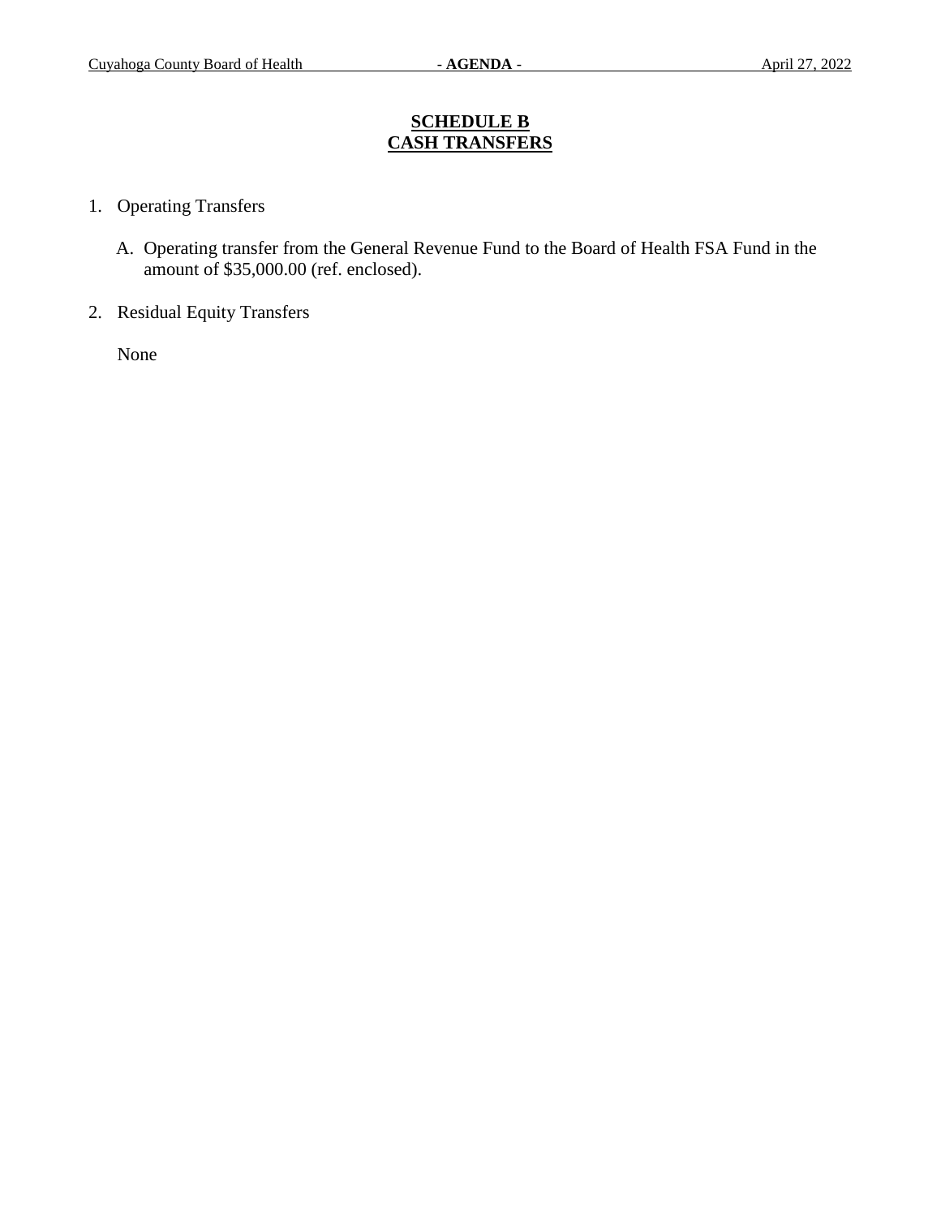# SCHEDULE B
# CASH TRANSFERS

1. Operating Transfers

   A. Operating transfer from the General Revenue Fund to the Board of Health FSA Fund in the amount of $35,000.00 (ref. enclosed).

2. Residual Equity Transfers

   None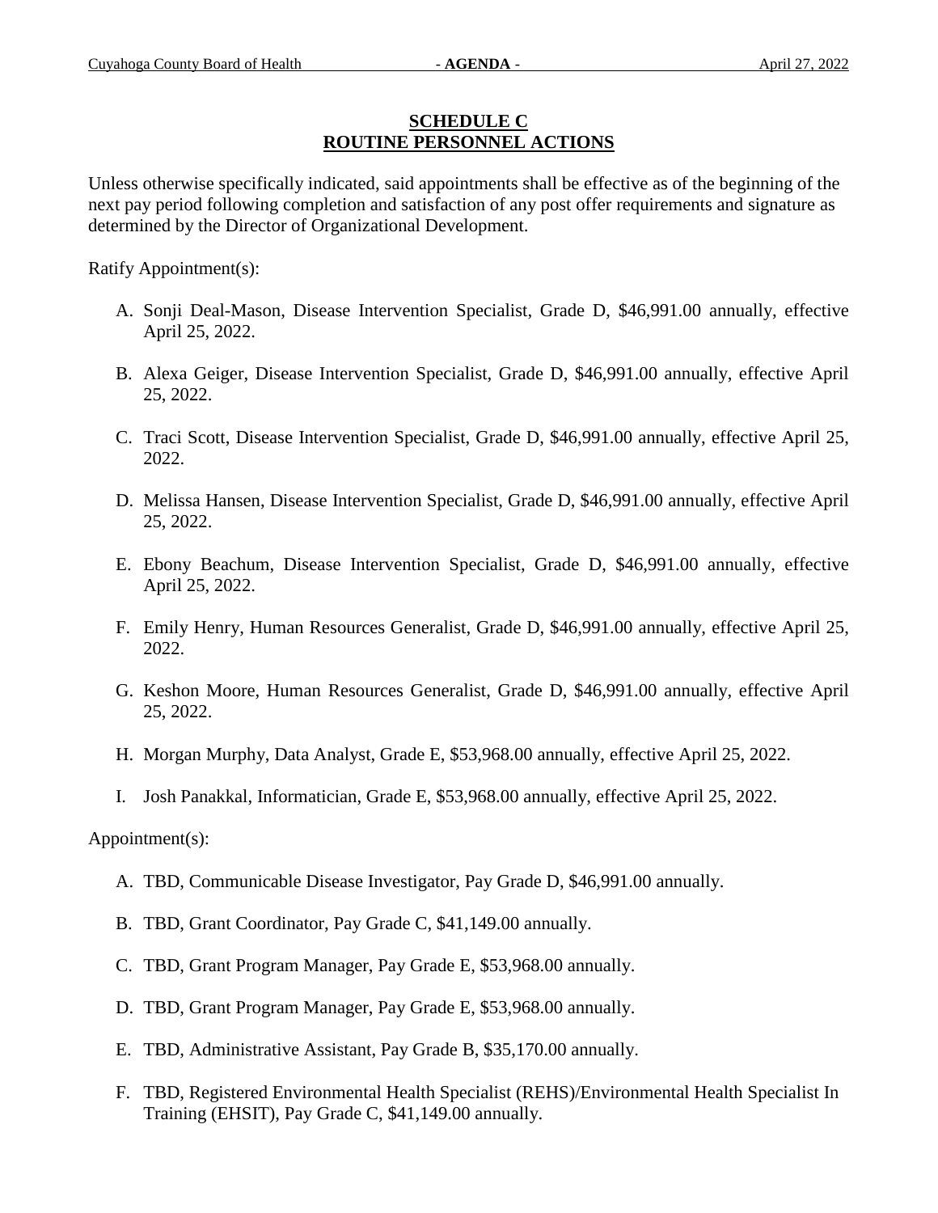## SCHEDULE C
## ROUTINE PERSONNEL ACTIONS

Unless otherwise specifically indicated, said appointments shall be effective as of the beginning of the next pay period following completion and satisfaction of any post offer requirements and signature as determined by the Director of Organizational Development.

Ratify Appointment(s):

A. Sonji Deal-Mason, Disease Intervention Specialist, Grade D, $46,991.00 annually, effective April 25, 2022.

B. Alexa Geiger, Disease Intervention Specialist, Grade D, $46,991.00 annually, effective April 25, 2022.

C. Traci Scott, Disease Intervention Specialist, Grade D, $46,991.00 annually, effective April 25, 2022.

D. Melissa Hansen, Disease Intervention Specialist, Grade D, $46,991.00 annually, effective April 25, 2022.

E. Ebony Beachum, Disease Intervention Specialist, Grade D, $46,991.00 annually, effective April 25, 2022.

F. Emily Henry, Human Resources Generalist, Grade D, $46,991.00 annually, effective April 25, 2022.

G. Keshon Moore, Human Resources Generalist, Grade D, $46,991.00 annually, effective April 25, 2022.

H. Morgan Murphy, Data Analyst, Grade E, $53,968.00 annually, effective April 25, 2022.

I. Josh Panakkal, Informatician, Grade E, $53,968.00 annually, effective April 25, 2022.

Appointment(s):

A. TBD, Communicable Disease Investigator, Pay Grade D, $46,991.00 annually.

B. TBD, Grant Coordinator, Pay Grade C, $41,149.00 annually.

C. TBD, Grant Program Manager, Pay Grade E, $53,968.00 annually.

D. TBD, Grant Program Manager, Pay Grade E, $53,968.00 annually.

E. TBD, Administrative Assistant, Pay Grade B, $35,170.00 annually.

F. TBD, Registered Environmental Health Specialist (REHS)/Environmental Health Specialist In Training (EHSIT), Pay Grade C, $41,149.00 annually.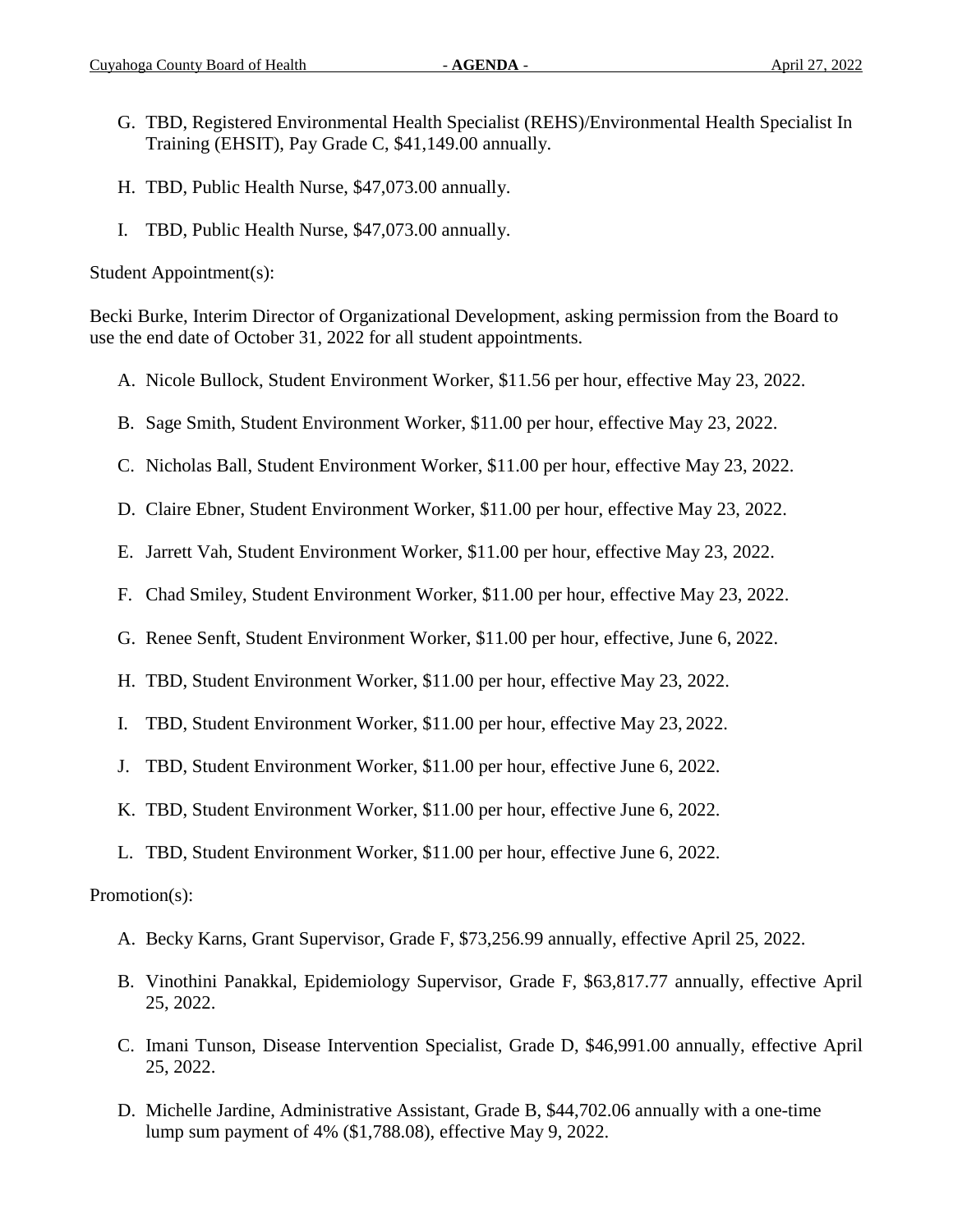G. TBD, Registered Environmental Health Specialist (REHS)/Environmental Health Specialist In Training (EHSIT), Pay Grade C, $41,149.00 annually.

H. TBD, Public Health Nurse, $47,073.00 annually.

I. TBD, Public Health Nurse, $47,073.00 annually.

Student Appointment(s):

Becki Burke, Interim Director of Organizational Development, asking permission from the Board to use the end date of October 31, 2022 for all student appointments.

A. Nicole Bullock, Student Environment Worker, $11.56 per hour, effective May 23, 2022.

B. Sage Smith, Student Environment Worker, $11.00 per hour, effective May 23, 2022.

C. Nicholas Ball, Student Environment Worker, $11.00 per hour, effective May 23, 2022.

D. Claire Ebner, Student Environment Worker, $11.00 per hour, effective May 23, 2022.

E. Jarrett Vah, Student Environment Worker, $11.00 per hour, effective May 23, 2022.

F. Chad Smiley, Student Environment Worker, $11.00 per hour, effective May 23, 2022.

G. Renee Senft, Student Environment Worker, $11.00 per hour, effective, June 6, 2022.

H. TBD, Student Environment Worker, $11.00 per hour, effective May 23, 2022.

I. TBD, Student Environment Worker, $11.00 per hour, effective May 23, 2022.

J. TBD, Student Environment Worker, $11.00 per hour, effective June 6, 2022.

K. TBD, Student Environment Worker, $11.00 per hour, effective June 6, 2022.

L. TBD, Student Environment Worker, $11.00 per hour, effective June 6, 2022.

Promotion(s):

A. Becky Karns, Grant Supervisor, Grade F, $73,256.99 annually, effective April 25, 2022.

B. Vinothini Panakkal, Epidemiology Supervisor, Grade F, $63,817.77 annually, effective April 25, 2022.

C. Imani Tunson, Disease Intervention Specialist, Grade D, $46,991.00 annually, effective April 25, 2022.

D. Michelle Jardine, Administrative Assistant, Grade B, $44,702.06 annually with a one-time lump sum payment of 4% ($1,788.08), effective May 9, 2022.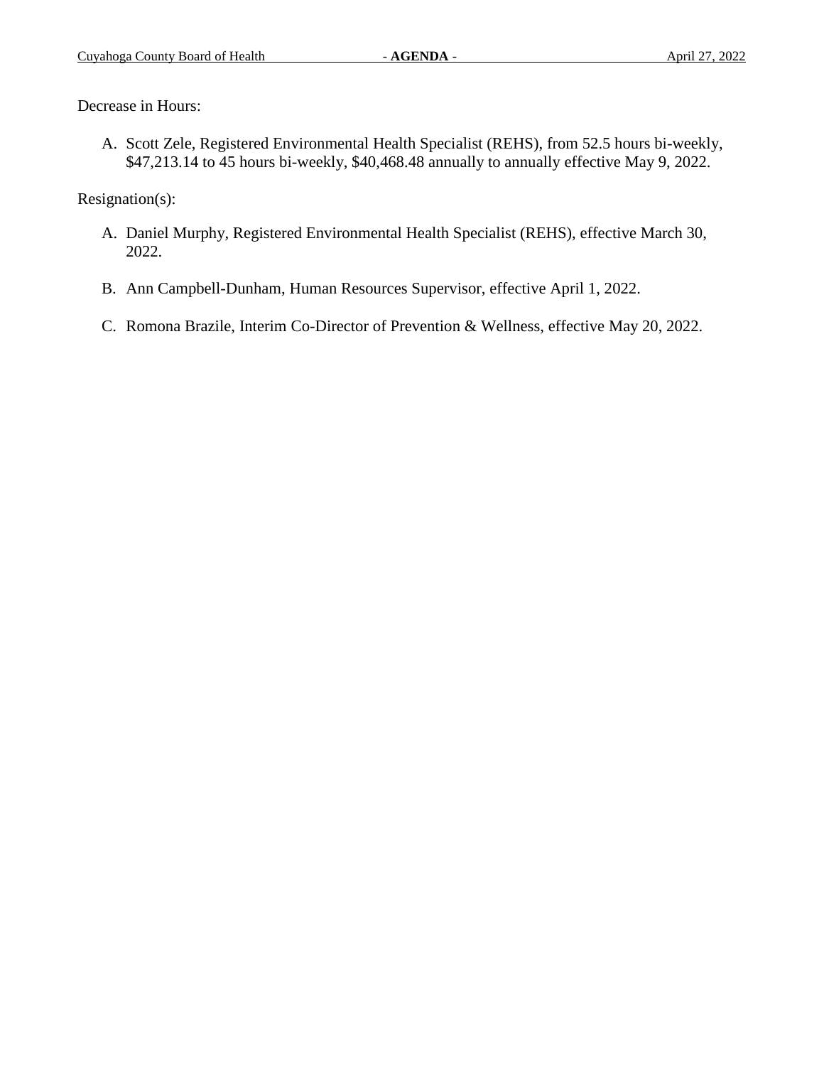Decrease in Hours:

A. Scott Zele, Registered Environmental Health Specialist (REHS), from 52.5 hours bi-weekly, $47,213.14 to 45 hours bi-weekly, $40,468.48 annually to annually effective May 9, 2022.

Resignation(s):

A. Daniel Murphy, Registered Environmental Health Specialist (REHS), effective March 30, 2022.

B. Ann Campbell-Dunham, Human Resources Supervisor, effective April 1, 2022.

C. Romona Brazile, Interim Co-Director of Prevention & Wellness, effective May 20, 2022.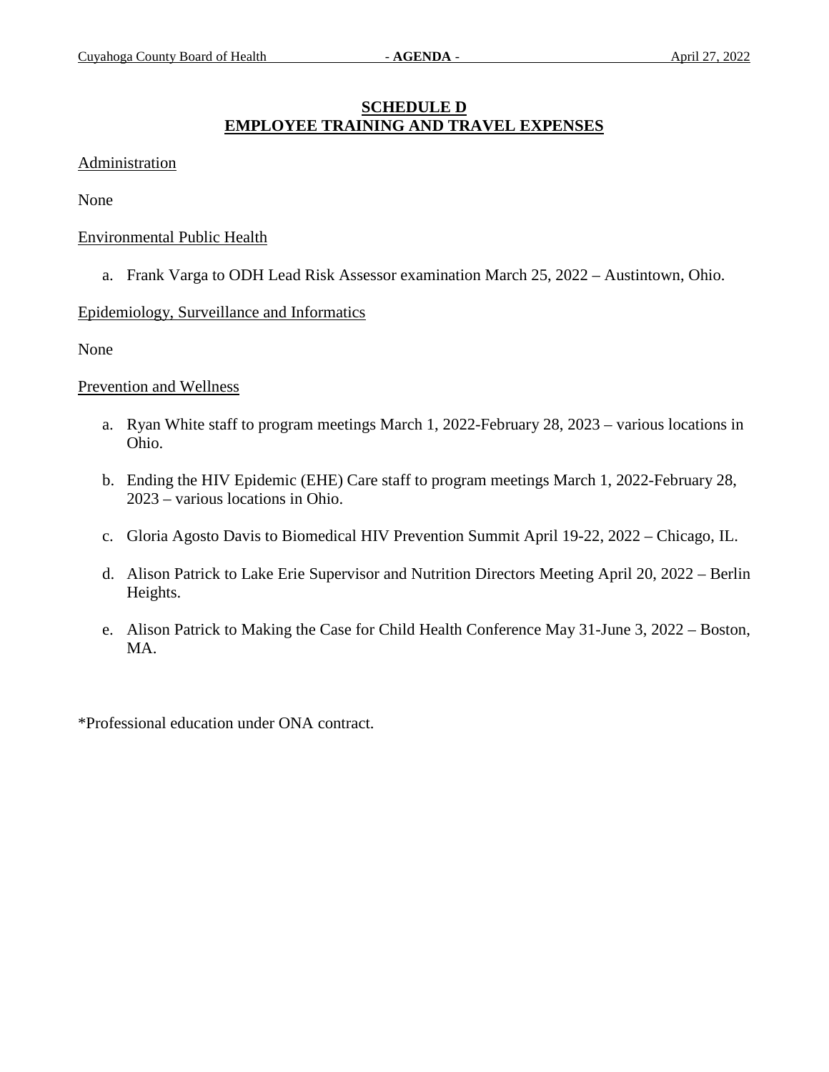# SCHEDULE D
## EMPLOYEE TRAINING AND TRAVEL EXPENSES

Administration

None

Environmental Public Health

a. Frank Varga to ODH Lead Risk Assessor examination March 25, 2022 – Austintown, Ohio.

Epidemiology, Surveillance and Informatics

None

Prevention and Wellness

a. Ryan White staff to program meetings March 1, 2022-February 28, 2023 – various locations in Ohio.

b. Ending the HIV Epidemic (EHE) Care staff to program meetings March 1, 2022-February 28, 2023 – various locations in Ohio.

c. Gloria Agosto Davis to Biomedical HIV Prevention Summit April 19-22, 2022 – Chicago, IL.

d. Alison Patrick to Lake Erie Supervisor and Nutrition Directors Meeting April 20, 2022 – Berlin Heights.

e. Alison Patrick to Making the Case for Child Health Conference May 31-June 3, 2022 – Boston, MA.

*Professional education under ONA contract.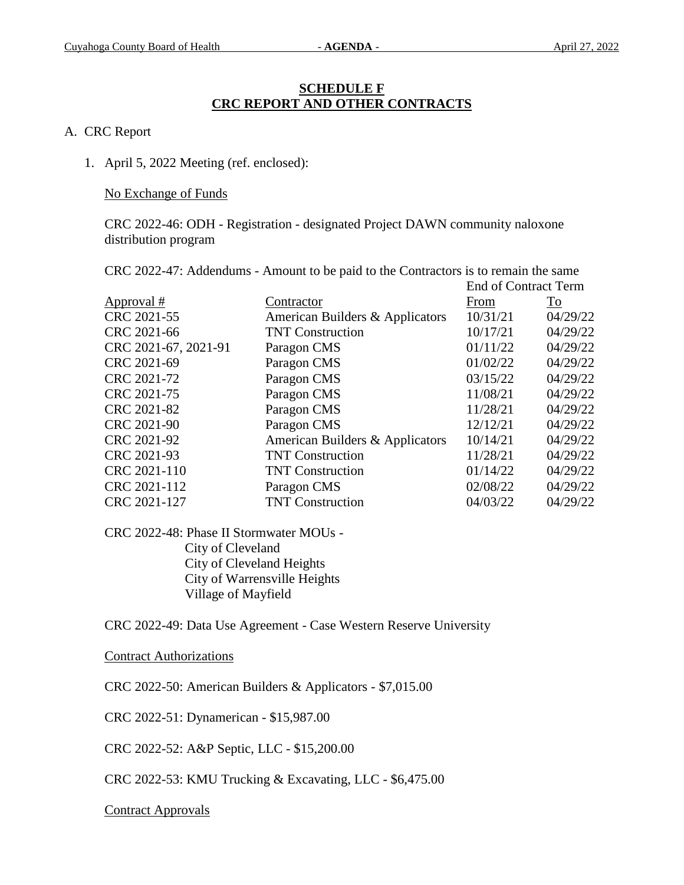## SCHEDULE F
## CRC REPORT AND OTHER CONTRACTS

A. CRC Report

1. April 5, 2022 Meeting (ref. enclosed):

   No Exchange of Funds

   CRC 2022-46: ODH - Registration - designated Project DAWN community naloxone distribution program

   CRC 2022-47: Addendums - Amount to be paid to the Contractors is to remain the same

| Approval # | Contractor | End of Contract Term From | To |
|---|---|---|---|
| CRC 2021-55 | American Builders & Applicators | 10/31/21 | 04/29/22 |
| CRC 2021-66 | TNT Construction | 10/17/21 | 04/29/22 |
| CRC 2021-67, 2021-91 | Paragon CMS | 01/11/22 | 04/29/22 |
| CRC 2021-69 | Paragon CMS | 01/02/22 | 04/29/22 |
| CRC 2021-72 | Paragon CMS | 03/15/22 | 04/29/22 |
| CRC 2021-75 | Paragon CMS | 11/08/21 | 04/29/22 |
| CRC 2021-82 | Paragon CMS | 11/28/21 | 04/29/22 |
| CRC 2021-90 | Paragon CMS | 12/12/21 | 04/29/22 |
| CRC 2021-92 | American Builders & Applicators | 10/14/21 | 04/29/22 |
| CRC 2021-93 | TNT Construction | 11/28/21 | 04/29/22 |
| CRC 2021-110 | TNT Construction | 01/14/22 | 04/29/22 |
| CRC 2021-112 | Paragon CMS | 02/08/22 | 04/29/22 |
| CRC 2021-127 | TNT Construction | 04/03/22 | 04/29/22 |

   CRC 2022-48: Phase II Stormwater MOUs -
   City of Cleveland
   City of Cleveland Heights
   City of Warrensville Heights
   Village of Mayfield

   CRC 2022-49: Data Use Agreement - Case Western Reserve University

   Contract Authorizations

   CRC 2022-50: American Builders & Applicators - $7,015.00

   CRC 2022-51: Dynamerican - $15,987.00

   CRC 2022-52: A&P Septic, LLC - $15,200.00

   CRC 2022-53: KMU Trucking & Excavating, LLC - $6,475.00

   Contract Approvals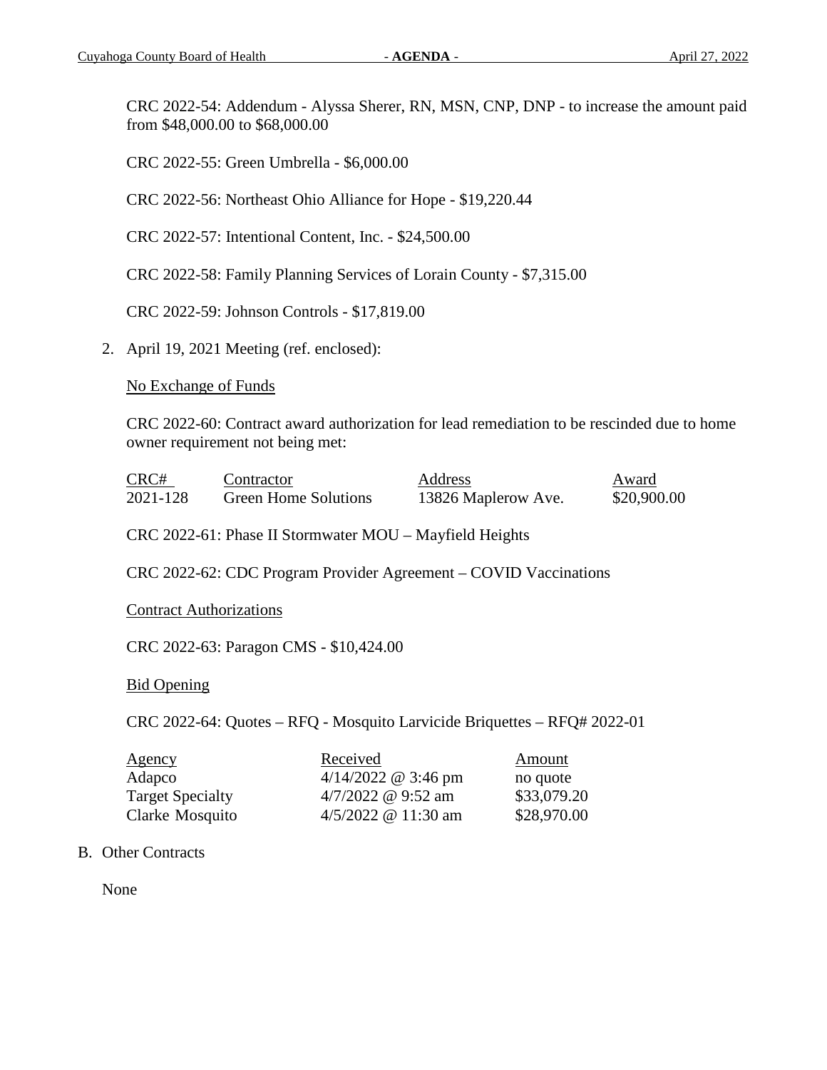CRC 2022-54: Addendum - Alyssa Sherer, RN, MSN, CNP, DNP - to increase the amount paid from $48,000.00 to $68,000.00

CRC 2022-55: Green Umbrella - $6,000.00

CRC 2022-56: Northeast Ohio Alliance for Hope - $19,220.44

CRC 2022-57: Intentional Content, Inc. - $24,500.00

CRC 2022-58: Family Planning Services of Lorain County - $7,315.00

CRC 2022-59: Johnson Controls - $17,819.00

2. April 19, 2021 Meeting (ref. enclosed):

No Exchange of Funds

CRC 2022-60: Contract award authorization for lead remediation to be rescinded due to home owner requirement not being met:

| CRC# | Contractor | Address | Award |
|---|---|---|---|
| 2021-128 | Green Home Solutions | 13826 Maplerow Ave. | $20,900.00 |

CRC 2022-61: Phase II Stormwater MOU – Mayfield Heights

CRC 2022-62: CDC Program Provider Agreement – COVID Vaccinations

Contract Authorizations

CRC 2022-63: Paragon CMS - $10,424.00

Bid Opening

CRC 2022-64: Quotes – RFQ - Mosquito Larvicide Briquettes – RFQ# 2022-01

| Agency | Received | Amount |
|---|---|---|
| Adapco | 4/14/2022 @ 3:46 pm | no quote |
| Target Specialty | 4/7/2022 @ 9:52 am | $33,079.20 |
| Clarke Mosquito | 4/5/2022 @ 11:30 am | $28,970.00 |

B. Other Contracts

None